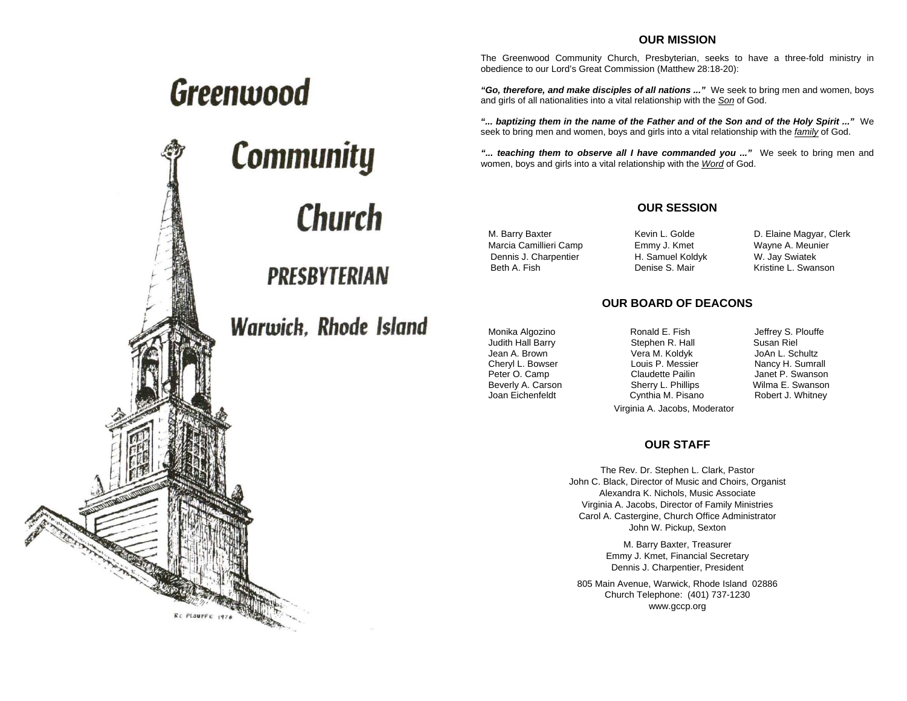# Greenwood Community Church

## PRESBYTERIAN

## Warwick, Rhode Island

RC PLOUFFE 1976

## OUR MISSION

The Greenwood Community Church, Presbyterian, seeks to have a three-fold ministry in obedience to our Lord's Great Commission (Matthew 28:18-20):

***"Go, therefore, and make disciples of all nations ..."*** We seek to bring men and women, boys and girls of all nationalities into a vital relationship with the <u>*Son*</u> of God.

***"... baptizing them in the name of the Father and of the Son and of the Holy Spirit ..."*** We seek to bring men and women, boys and girls into a vital relationship with the <u>*family*</u> of God.

***"... teaching them to observe all I have commanded you ..."*** We seek to bring men and women, boys and girls into a vital relationship with the <u>*Word*</u> of God.

## OUR SESSION

M. Barry Baxter
Marcia Camillieri Camp
Dennis J. Charpentier
Beth A. Fish
Kevin L. Golde
Emmy J. Kmet
H. Samuel Koldyk
Denise S. Mair
D. Elaine Magyar, Clerk
Wayne A. Meunier
W. Jay Swiatek
Kristine L. Swanson

## OUR BOARD OF DEACONS

Monika Algozino
Judith Hall Barry
Jean A. Brown
Cheryl L. Bowser
Peter O. Camp
Beverly A. Carson
Joan Eichenfeldt
Ronald E. Fish
Stephen R. Hall
Vera M. Koldyk
Louis P. Messier
Claudette Pailin
Sherry L. Phillips
Cynthia M. Pisano
Jeffrey S. Plouffe
Susan Riel
JoAn L. Schultz
Nancy H. Sumrall
Janet P. Swanson
Wilma E. Swanson
Robert J. Whitney

Virginia A. Jacobs, Moderator

## OUR STAFF

The Rev. Dr. Stephen L. Clark, Pastor
John C. Black, Director of Music and Choirs, Organist
Alexandra K. Nichols, Music Associate
Virginia A. Jacobs, Director of Family Ministries
Carol A. Castergine, Church Office Administrator
John W. Pickup, Sexton

M. Barry Baxter, Treasurer
Emmy J. Kmet, Financial Secretary
Dennis J. Charpentier, President

805 Main Avenue, Warwick, Rhode Island 02886
Church Telephone: (401) 737-1230
www.gccp.org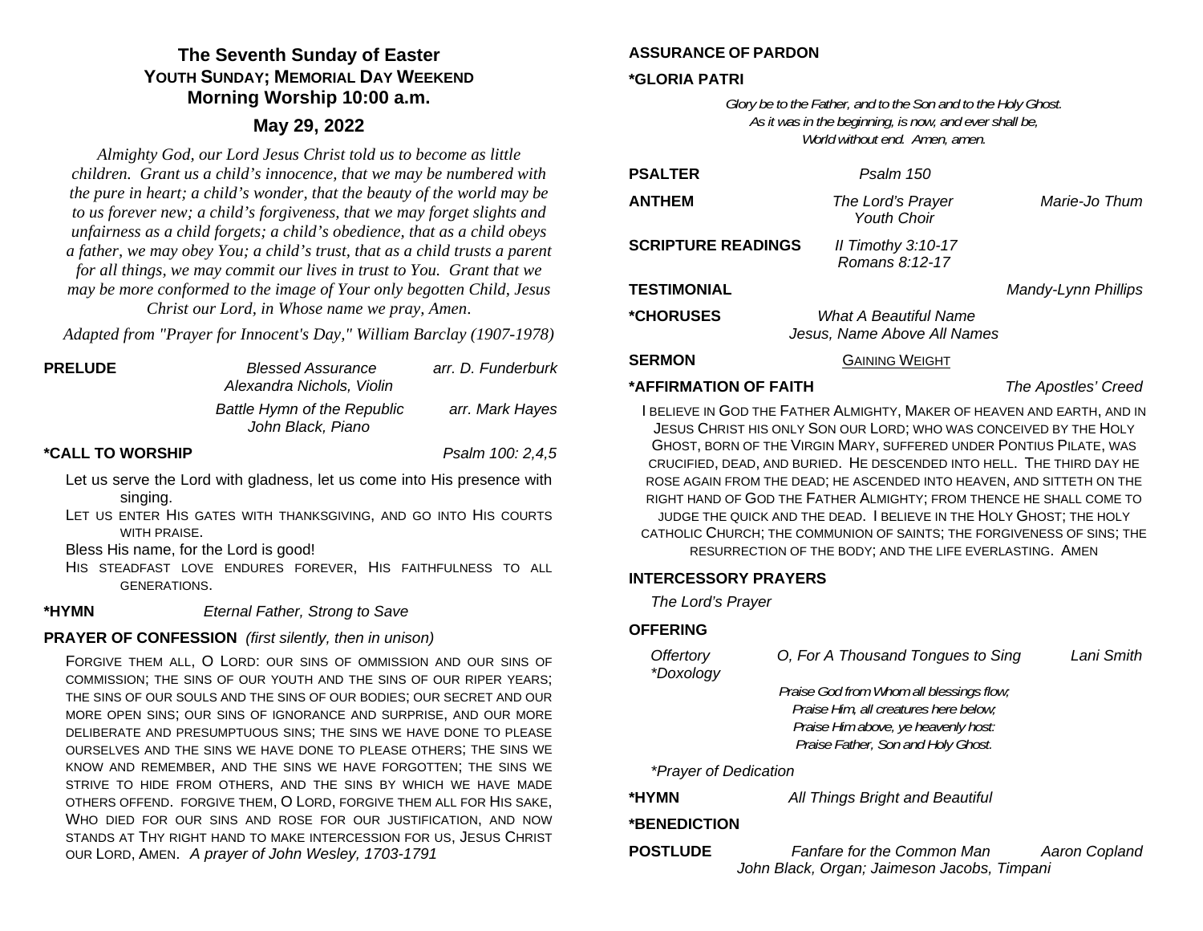# The Seventh Sunday of Easter
## YOUTH SUNDAY; MEMORIAL DAY WEEKEND
## Morning Worship 10:00 a.m.

## May 29, 2022

*Almighty God, our Lord Jesus Christ told us to become as little children. Grant us a child's innocence, that we may be numbered with the pure in heart; a child's wonder, that the beauty of the world may be to us forever new; a child's forgiveness, that we may forget slights and unfairness as a child forgets; a child's obedience, that as a child obeys a father, we may obey You; a child's trust, that as a child trusts a parent for all things, we may commit our lives in trust to You. Grant that we may be more conformed to the image of Your only begotten Child, Jesus Christ our Lord, in Whose name we pray, Amen.*

*Adapted from "Prayer for Innocent's Day," William Barclay (1907-1978)*

**PRELUDE** — *Blessed Assurance* — *arr. D. Funderburk*
*Alexandra Nichols, Violin*

*Battle Hymn of the Republic* — *arr. Mark Hayes*
*John Black, Piano*

**\*CALL TO WORSHIP** — *Psalm 100: 2,4,5*

Let us serve the Lord with gladness, let us come into His presence with singing.

LET US ENTER HIS GATES WITH THANKSGIVING, AND GO INTO HIS COURTS WITH PRAISE.

Bless His name, for the Lord is good!

HIS STEADFAST LOVE ENDURES FOREVER, HIS FAITHFULNESS TO ALL GENERATIONS.

**\*HYMN** — *Eternal Father, Strong to Save*

**PRAYER OF CONFESSION** *(first silently, then in unison)*

FORGIVE THEM ALL, O LORD: OUR SINS OF OMMISSION AND OUR SINS OF COMMISSION; THE SINS OF OUR YOUTH AND THE SINS OF OUR RIPER YEARS; THE SINS OF OUR SOULS AND THE SINS OF OUR BODIES; OUR SECRET AND OUR MORE OPEN SINS; OUR SINS OF IGNORANCE AND SURPRISE, AND OUR MORE DELIBERATE AND PRESUMPTUOUS SINS; THE SINS WE HAVE DONE TO PLEASE OURSELVES AND THE SINS WE HAVE DONE TO PLEASE OTHERS; THE SINS WE KNOW AND REMEMBER, AND THE SINS WE HAVE FORGOTTEN; THE SINS WE STRIVE TO HIDE FROM OTHERS, AND THE SINS BY WHICH WE HAVE MADE OTHERS OFFEND. FORGIVE THEM, O LORD, FORGIVE THEM ALL FOR HIS SAKE, WHO DIED FOR OUR SINS AND ROSE FOR OUR JUSTIFICATION, AND NOW STANDS AT THY RIGHT HAND TO MAKE INTERCESSION FOR US, JESUS CHRIST OUR LORD, AMEN. *A prayer of John Wesley, 1703-1791*

**ASSURANCE OF PARDON**

**\*GLORIA PATRI**

*Glory be to the Father, and to the Son and to the Holy Ghost.*
*As it was in the beginning, is now, and ever shall be,*
*World without end. Amen, amen.*

**PSALTER** — *Psalm 150*

**ANTHEM** — *The Lord's Prayer* — *Marie-Jo Thum*
*Youth Choir*

**SCRIPTURE READINGS** — *II Timothy 3:10-17*
*Romans 8:12-17*

**TESTIMONIAL** — *Mandy-Lynn Phillips*

**\*CHORUSES** — *What A Beautiful Name*
*Jesus, Name Above All Names*

**SERMON** — GAINING WEIGHT

**\*AFFIRMATION OF FAITH** — *The Apostles' Creed*

I BELIEVE IN GOD THE FATHER ALMIGHTY, MAKER OF HEAVEN AND EARTH, AND IN JESUS CHRIST HIS ONLY SON OUR LORD; WHO WAS CONCEIVED BY THE HOLY GHOST, BORN OF THE VIRGIN MARY, SUFFERED UNDER PONTIUS PILATE, WAS CRUCIFIED, DEAD, AND BURIED. HE DESCENDED INTO HELL. THE THIRD DAY HE ROSE AGAIN FROM THE DEAD; HE ASCENDED INTO HEAVEN, AND SITTETH ON THE RIGHT HAND OF GOD THE FATHER ALMIGHTY; FROM THENCE HE SHALL COME TO JUDGE THE QUICK AND THE DEAD. I BELIEVE IN THE HOLY GHOST; THE HOLY CATHOLIC CHURCH; THE COMMUNION OF SAINTS; THE FORGIVENESS OF SINS; THE RESURRECTION OF THE BODY; AND THE LIFE EVERLASTING. AMEN

**INTERCESSORY PRAYERS**

*The Lord's Prayer*

**OFFERING**

*Offertory* — *O, For A Thousand Tongues to Sing* — *Lani Smith*

*\*Doxology*

*Praise God from Whom all blessings flow;*
*Praise Him, all creatures here below;*
*Praise Him above, ye heavenly host:*
*Praise Father, Son and Holy Ghost.*

*\*Prayer of Dedication*

**\*HYMN** — *All Things Bright and Beautiful*

**\*BENEDICTION**

**POSTLUDE** — *Fanfare for the Common Man* — *Aaron Copland*
*John Black, Organ; Jaimeson Jacobs, Timpani*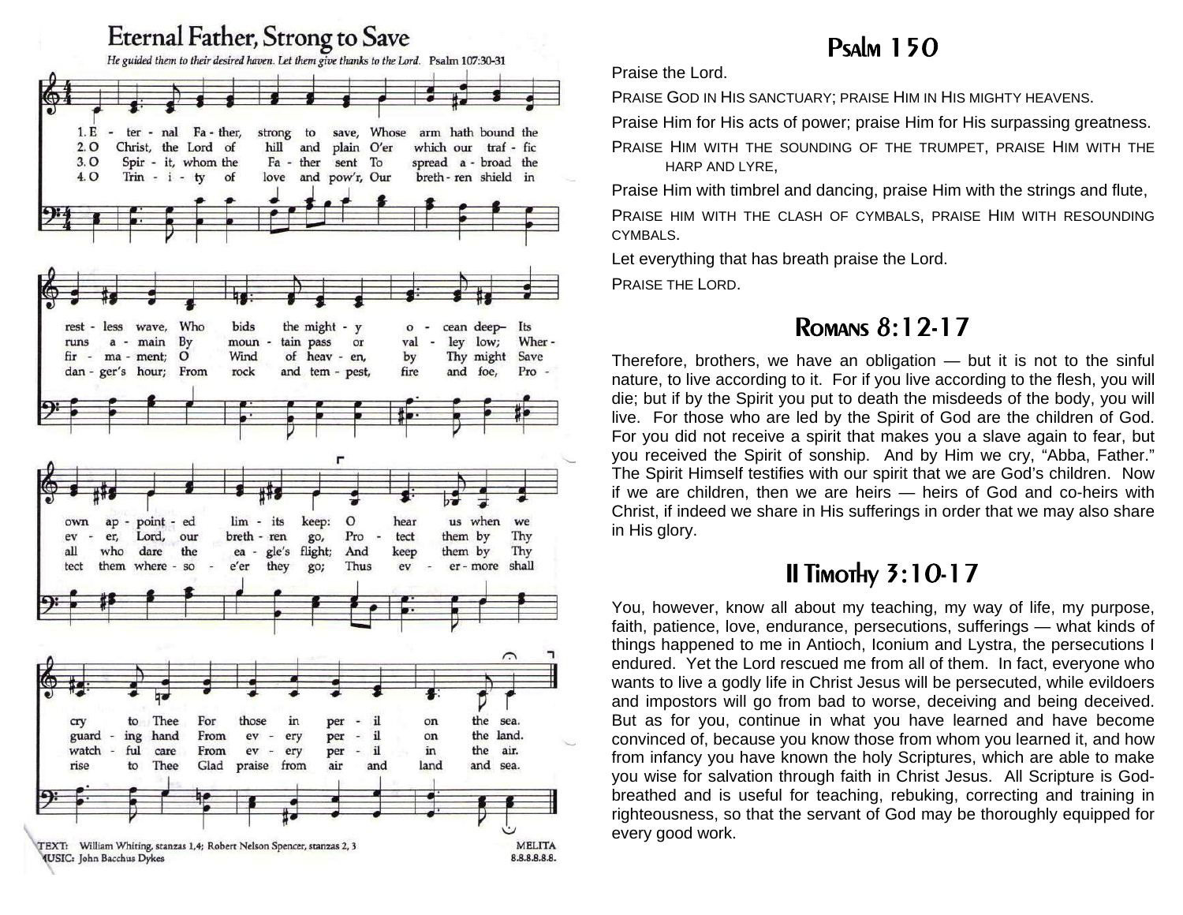# Eternal Father, Strong to Save

*He guided them to their desired haven. Let them give thanks to the Lord. Psalm 107:30-31*

1. Eternal Father, strong to save,
Whose arm hath bound the restless wave,
Who bids the mighty ocean deep
Its own appointed limits keep:
O hear us when we cry to Thee
For those in peril on the sea.

2. O Christ, the Lord of hill and plain
O'er which our traffic runs amain
By mountain pass or valley low;
Wherever, Lord, our brethren go,
Protect them by Thy guarding hand
From every peril on the land.

3. O Spirit, whom the Father sent
To spread abroad the firmament;
O Wind of heaven, by Thy might
Save all who dare the eagle's flight;
And keep them by Thy watchful care
From every peril in the air.

4. O Trinity of love and pow'r,
Our brethren shield in danger's hour;
From rock and tempest, fire and foe,
Protect them wheresoe'er they go;
Thus evermore shall rise to Thee
Glad praise from air and land and sea.

TEXT: William Whiting, stanzas 1,4; Robert Nelson Spencer, stanzas 2, 3
MUSIC: John Bacchus Dykes

MELITA
8.8.8.8.8.8.

# Psalm 150

Praise the Lord.

PRAISE GOD IN HIS SANCTUARY; PRAISE HIM IN HIS MIGHTY HEAVENS.

Praise Him for His acts of power; praise Him for His surpassing greatness.

PRAISE HIM WITH THE SOUNDING OF THE TRUMPET, PRAISE HIM WITH THE HARP AND LYRE,

Praise Him with timbrel and dancing, praise Him with the strings and flute,

PRAISE HIM WITH THE CLASH OF CYMBALS, PRAISE HIM WITH RESOUNDING CYMBALS.

Let everything that has breath praise the Lord.

PRAISE THE LORD.

# Romans 8:12-17

Therefore, brothers, we have an obligation — but it is not to the sinful nature, to live according to it. For if you live according to the flesh, you will die; but if by the Spirit you put to death the misdeeds of the body, you will live. For those who are led by the Spirit of God are the children of God. For you did not receive a spirit that makes you a slave again to fear, but you received the Spirit of sonship. And by Him we cry, "Abba, Father." The Spirit Himself testifies with our spirit that we are God's children. Now if we are children, then we are heirs — heirs of God and co-heirs with Christ, if indeed we share in His sufferings in order that we may also share in His glory.

# II Timothy 3:10-17

You, however, know all about my teaching, my way of life, my purpose, faith, patience, love, endurance, persecutions, sufferings — what kinds of things happened to me in Antioch, Iconium and Lystra, the persecutions I endured. Yet the Lord rescued me from all of them. In fact, everyone who wants to live a godly life in Christ Jesus will be persecuted, while evildoers and impostors will go from bad to worse, deceiving and being deceived. But as for you, continue in what you have learned and have become convinced of, because you know those from whom you learned it, and how from infancy you have known the holy Scriptures, which are able to make you wise for salvation through faith in Christ Jesus. All Scripture is God-breathed and is useful for teaching, rebuking, correcting and training in righteousness, so that the servant of God may be thoroughly equipped for every good work.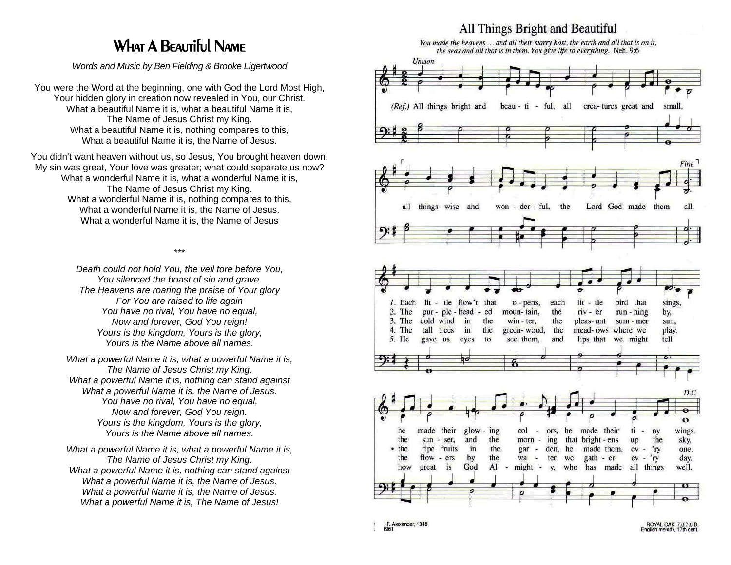# What A Beautiful Name

*Words and Music by Ben Fielding & Brooke Ligertwood*

You were the Word at the beginning, one with God the Lord Most High,
Your hidden glory in creation now revealed in You, our Christ.
What a beautiful Name it is, what a beautiful Name it is,
The Name of Jesus Christ my King.
What a beautiful Name it is, nothing compares to this,
What a beautiful Name it is, the Name of Jesus.

You didn't want heaven without us, so Jesus, You brought heaven down.
My sin was great, Your love was greater; what could separate us now?
What a wonderful Name it is, what a wonderful Name it is,
The Name of Jesus Christ my King.
What a wonderful Name it is, nothing compares to this,
What a wonderful Name it is, the Name of Jesus.
What a wonderful Name it is, the Name of Jesus

***

*Death could not hold You, the veil tore before You,*
*You silenced the boast of sin and grave.*
*The Heavens are roaring the praise of Your glory*
*For You are raised to life again*
*You have no rival, You have no equal,*
*Now and forever, God You reign!*
*Yours is the kingdom, Yours is the glory,*
*Yours is the Name above all names.*

*What a powerful Name it is, what a powerful Name it is,*
*The Name of Jesus Christ my King.*
*What a powerful Name it is, nothing can stand against*
*What a powerful Name it is, the Name of Jesus.*
*You have no rival, You have no equal,*
*Now and forever, God You reign.*
*Yours is the kingdom, Yours is the glory,*
*Yours is the Name above all names.*

*What a powerful Name it is, what a powerful Name it is,*
*The Name of Jesus Christ my King.*
*What a powerful Name it is, nothing can stand against*
*What a powerful Name it is, the Name of Jesus.*
*What a powerful Name it is, the Name of Jesus.*
*What a powerful Name it is, The Name of Jesus!*

# All Things Bright and Beautiful

*You made the heavens … and all their starry host, the earth and all that is on it, the seas and all that is in them. You give life to everything.* Neh. 9:6

Unison

(Ref.) All things bright and beau-ti-ful, all crea-tures great and small,
all things wise and won-der-ful, the Lord God made them all. *Fine*

1. Each lit-tle flow'r that o-pens, each lit-tle bird that sings,
he made their glow-ing col-ors, he made their ti-ny wings.
2. The pur-ple-head-ed moun-tain, the riv-er run-ning by,
the sun-set, and the morn-ing that bright-ens up the sky.
3. The cold wind in the win-ter, the pleas-ant sum-mer sun,
the ripe fruits in the gar-den, he made them, ev-'ry one.
4. The tall trees in the green-wood, the mead-ows where we play,
the flow-ers by the wa-ter we gath-er ev-'ry day.
5. He gave us eyes to see them, and lips that we might tell
how great is God Al-might-y, who has made all things well.

*D.C.*

F. Alexander, 1848
1961

ROYAL OAK 7.6.7.6.D.
English melody, 17th cent.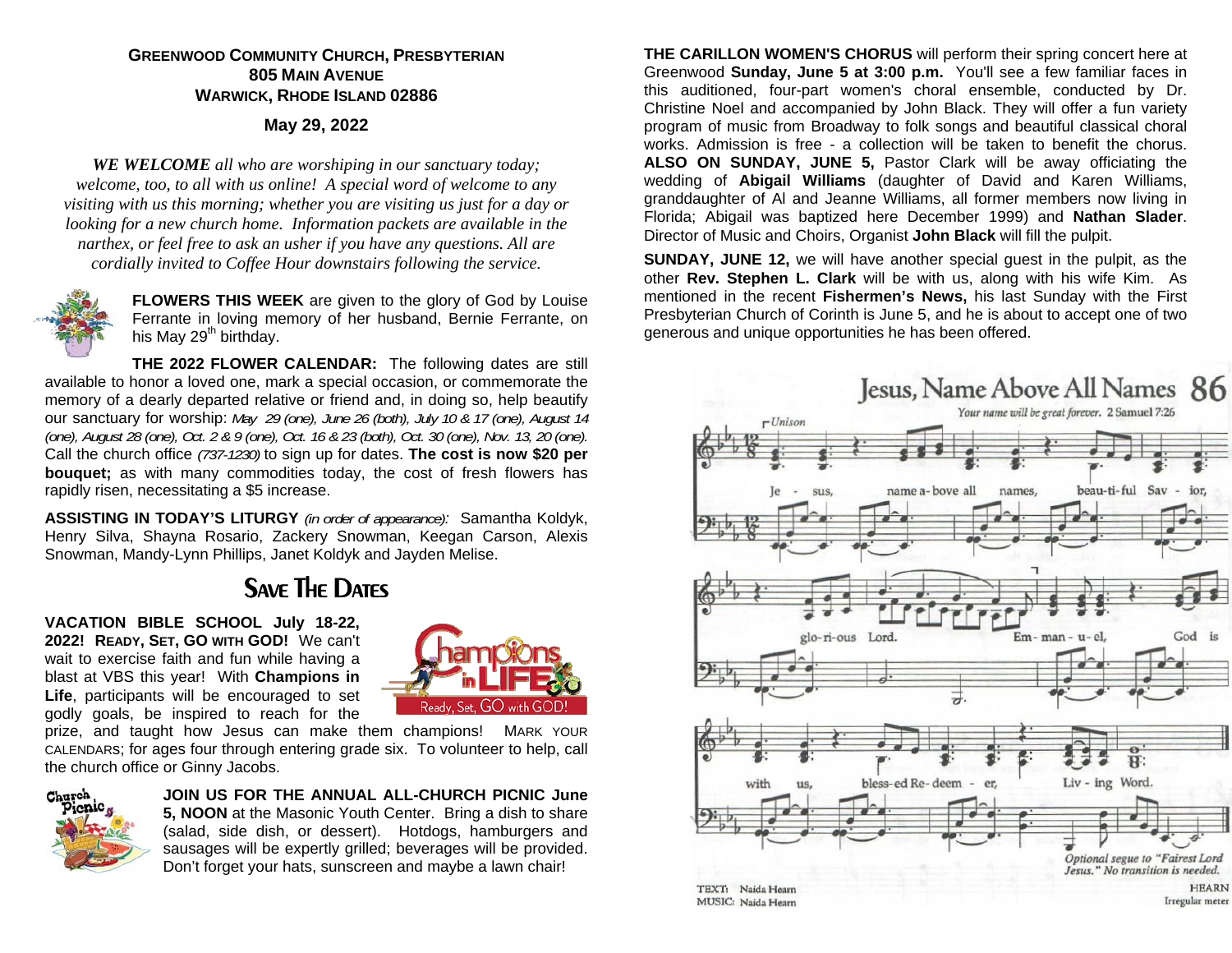**GREENWOOD COMMUNITY CHURCH, PRESBYTERIAN**
**805 MAIN AVENUE**
**WARWICK, RHODE ISLAND 02886**

**May 29, 2022**

***WE WELCOME** all who are worshiping in our sanctuary today; welcome, too, to all with us online! A special word of welcome to any visiting with us this morning; whether you are visiting us just for a day or looking for a new church home. Information packets are available in the narthex, or feel free to ask an usher if you have any questions. All are cordially invited to Coffee Hour downstairs following the service.*

**FLOWERS THIS WEEK** are given to the glory of God by Louise Ferrante in loving memory of her husband, Bernie Ferrante, on his May 29th birthday.

**THE 2022 FLOWER CALENDAR:** The following dates are still available to honor a loved one, mark a special occasion, or commemorate the memory of a dearly departed relative or friend and, in doing so, help beautify our sanctuary for worship: *May 29 (one), June 26 (both), July 10 & 17 (one), August 14 (one), August 28 (one), Oct. 2 & 9 (one), Oct. 16 & 23 (both), Oct. 30 (one), Nov. 13, 20 (one).* Call the church office *(737-1230)* to sign up for dates. **The cost is now $20 per bouquet;** as with many commodities today, the cost of fresh flowers has rapidly risen, necessitating a $5 increase.

**ASSISTING IN TODAY'S LITURGY** *(in order of appearance):* Samantha Koldyk, Henry Silva, Shayna Rosario, Zackery Snowman, Keegan Carson, Alexis Snowman, Mandy-Lynn Phillips, Janet Koldyk and Jayden Melise.

## SAVE THE DATES

**VACATION BIBLE SCHOOL July 18-22, 2022! READY, SET, GO WITH GOD!** We can't wait to exercise faith and fun while having a blast at VBS this year! With **Champions in Life**, participants will be encouraged to set godly goals, be inspired to reach for the prize, and taught how Jesus can make them champions! MARK YOUR CALENDARS; for ages four through entering grade six. To volunteer to help, call the church office or Ginny Jacobs.

**JOIN US FOR THE ANNUAL ALL-CHURCH PICNIC June 5, NOON** at the Masonic Youth Center. Bring a dish to share (salad, side dish, or dessert). Hotdogs, hamburgers and sausages will be expertly grilled; beverages will be provided. Don't forget your hats, sunscreen and maybe a lawn chair!

**THE CARILLON WOMEN'S CHORUS** will perform their spring concert here at Greenwood **Sunday, June 5 at 3:00 p.m.** You'll see a few familiar faces in this auditioned, four-part women's choral ensemble, conducted by Dr. Christine Noel and accompanied by John Black. They will offer a fun variety program of music from Broadway to folk songs and beautiful classical choral works. Admission is free - a collection will be taken to benefit the chorus. **ALSO ON SUNDAY, JUNE 5,** Pastor Clark will be away officiating the wedding of **Abigail Williams** (daughter of David and Karen Williams, granddaughter of Al and Jeanne Williams, all former members now living in Florida; Abigail was baptized here December 1999) and **Nathan Slader**. Director of Music and Choirs, Organist **John Black** will fill the pulpit.

**SUNDAY, JUNE 12,** we will have another special guest in the pulpit, as the other **Rev. Stephen L. Clark** will be with us, along with his wife Kim. As mentioned in the recent **Fishermen's News,** his last Sunday with the First Presbyterian Church of Corinth is June 5, and he is about to accept one of two generous and unique opportunities he has been offered.

### Jesus, Name Above All Names 86

*Your name will be great forever.* 2 Samuel 7:26

Jesus, name above all names, beautiful Savior, glorious Lord. Emmanuel, God is with us, blessed Redeemer, Living Word.

*Optional segue to "Fairest Lord Jesus." No transition is needed.*

TEXT: Naida Hearn
MUSIC: Naida Hearn
HEARN
Irregular meter